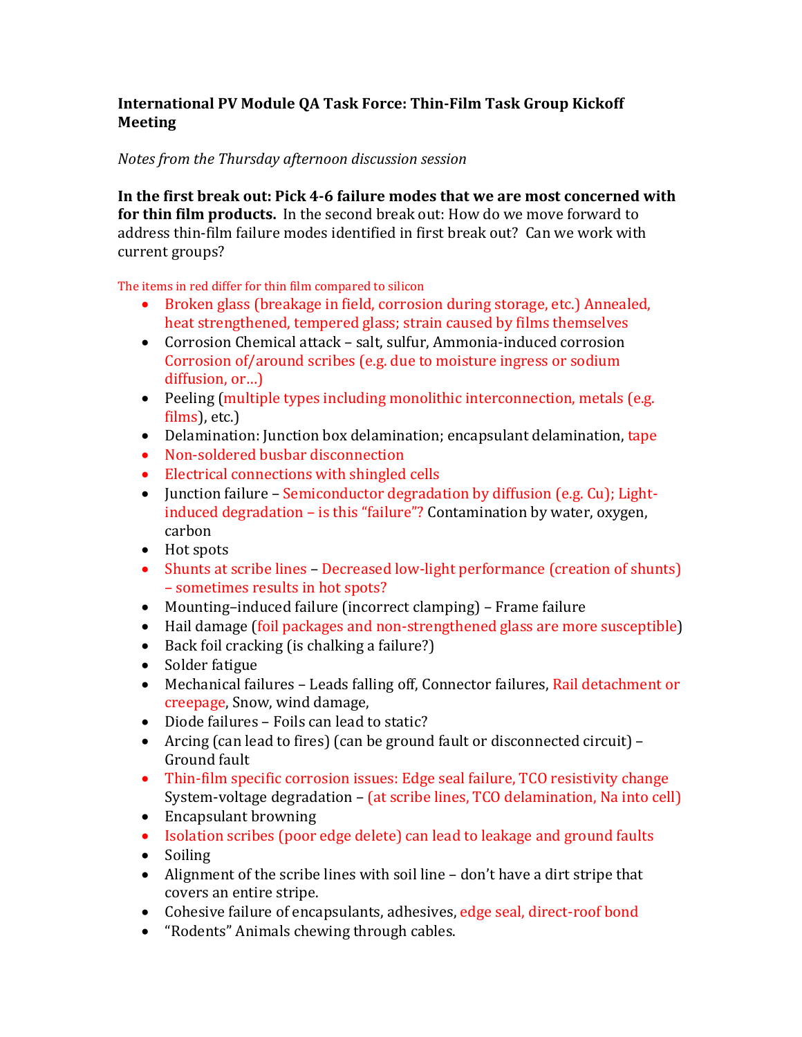**International PV Module QA Task Force: Thin-Film Task Group Kickoff Meeting**

*Notes from the Thursday afternoon discussion session*

**In the first break out: Pick 4-6 failure modes that we are most concerned with for thin film products.** In the second break out: How do we move forward to address thin-film failure modes identified in first break out? Can we work with current groups?

The items in red differ for thin film compared to silicon

- Broken glass (breakage in field, corrosion during storage, etc.) Annealed, heat strengthened, tempered glass; strain caused by films themselves
- Corrosion Chemical attack – salt, sulfur, Ammonia-induced corrosion Corrosion of/around scribes (e.g. due to moisture ingress or sodium diffusion, or…)
- Peeling (multiple types including monolithic interconnection, metals (e.g. films), etc.)
- Delamination: Junction box delamination; encapsulant delamination, tape
- Non-soldered busbar disconnection
- Electrical connections with shingled cells
- Junction failure – Semiconductor degradation by diffusion (e.g. Cu); Light-induced degradation – is this "failure"? Contamination by water, oxygen, carbon
- Hot spots
- Shunts at scribe lines – Decreased low-light performance (creation of shunts) – sometimes results in hot spots?
- Mounting–induced failure (incorrect clamping) – Frame failure
- Hail damage (foil packages and non-strengthened glass are more susceptible)
- Back foil cracking (is chalking a failure?)
- Solder fatigue
- Mechanical failures – Leads falling off, Connector failures, Rail detachment or creepage, Snow, wind damage,
- Diode failures – Foils can lead to static?
- Arcing (can lead to fires) (can be ground fault or disconnected circuit) – Ground fault
- Thin-film specific corrosion issues: Edge seal failure, TCO resistivity change System-voltage degradation – (at scribe lines, TCO delamination, Na into cell)
- Encapsulant browning
- Isolation scribes (poor edge delete) can lead to leakage and ground faults
- Soiling
- Alignment of the scribe lines with soil line – don't have a dirt stripe that covers an entire stripe.
- Cohesive failure of encapsulants, adhesives, edge seal, direct-roof bond
- "Rodents" Animals chewing through cables.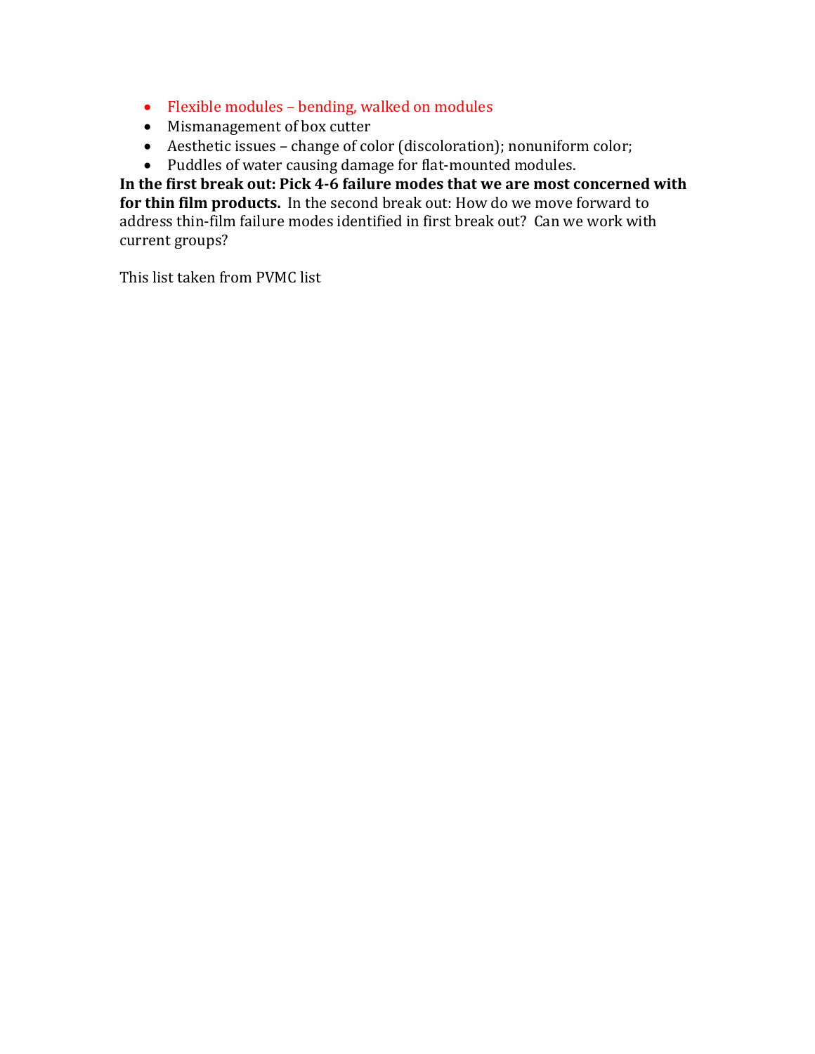- Flexible modules – bending, walked on modules
- Mismanagement of box cutter
- Aesthetic issues – change of color (discoloration); nonuniform color;
- Puddles of water causing damage for flat-mounted modules.

**In the first break out: Pick 4-6 failure modes that we are most concerned with for thin film products.** In the second break out: How do we move forward to address thin-film failure modes identified in first break out? Can we work with current groups?

This list taken from PVMC list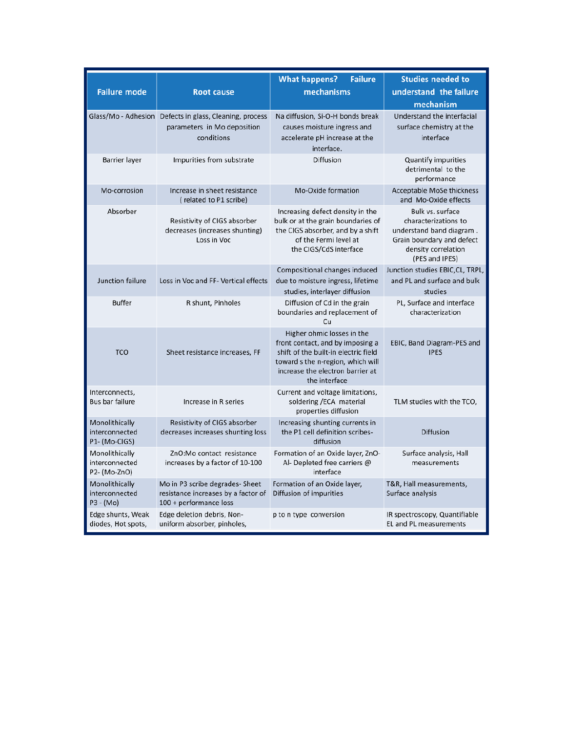| Failure mode | Root cause | What happens? Failure mechanisms | Studies needed to understand the failure mechanism |
|---|---|---|---|
| Glass/Mo - Adhesion | Defects in glass, Cleaning, process parameters in Mo deposition conditions | Na diffusion, Si-O-H bonds break causes moisture ingress and accelerate pH increase at the interface. | Understand the interfacial surface chemistry at the interface |
| Barrier layer | Impurities from substrate | Diffusion | Quantify impurities detrimental to the performance |
| Mo-corrosion | Increase in sheet resistance ( related to P1 scribe) | Mo-Oxide formation | Acceptable MoSe thickness and Mo-Oxide effects |
| Absorber | Resistivity of CIGS absorber decreases (increases shunting) Loss in Voc | Increasing defect density in the bulk or at the grain boundaries of the CIGS absorber, and by a shift of the Fermi level at the CIGS/CdS interface | Bulk vs. surface characterizations to understand band diagram . Grain boundary and defect density correlation (PES and IPES) |
| Junction failure | Loss in Voc and FF- Vertical effects | Compositional changes induced due to moisture ingress, lifetime studies, interlayer diffusion | Junction studies EBIC,CL, TRPL, and PL and surface and bulk studies |
| Buffer | R shunt, Pinholes | Diffusion of Cd in the grain boundaries and replacement of Cu | PL, Surface and interface characterization |
| TCO | Sheet resistance increases, FF | Higher ohmic losses in the front contact, and by imposing a shift of the built-in electric field toward s the n-region, which will increase the electron barrier at the interface | EBIC, Band Diagram-PES and IPES |
| Interconnects, Bus bar failure | Increase in R series | Current and voltage limitations, soldering /ECA material properties diffusion | TLM studies with the TCO, |
| Monolithically interconnected P1- (Mo-CIGS) | Resistivity of CIGS absorber decreases increases shunting loss | Increasing shunting currents in the P1 cell definition scribes- diffusion | Diffusion |
| Monolithically interconnected P2- (Mo-ZnO) | ZnO:Mo contact resistance increases by a factor of 10-100 | Formation of an Oxide layer, ZnO-Al- Depleted free carriers @ interface | Surface analysis, Hall measurements |
| Monolithically interconnected P3 - (Mo) | Mo in P3 scribe degrades- Sheet resistance increases by a factor of 100 + performance loss | Formation of an Oxide layer, Diffusion of impurities | T&R, Hall measurements, Surface analysis |
| Edge shunts, Weak diodes, Hot spots, | Edge deletion debris, Non-uniform absorber, pinholes, | p to n type conversion | IR spectroscopy, Quantifiable EL and PL measurements |